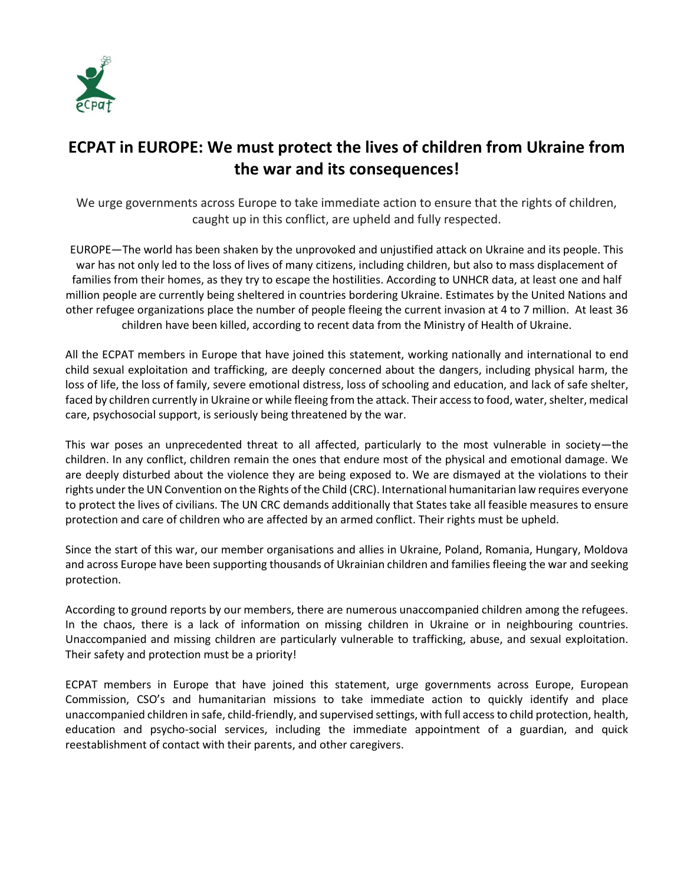# ECPAT in EUROPE: We must protect the lives of children from Ukraine from the war and its consequences!

We urge governments across Europe to take immediate action to ensure that the rights of children, caught up in this conflict, are upheld and fully respected.

EUROPE—The world has been shaken by the unprovoked and unjustified attack on Ukraine and its people. This war has not only led to the loss of lives of many citizens, including children, but also to mass displacement of families from their homes, as they try to escape the hostilities. According to UNHCR data, at least one and half million people are currently being sheltered in countries bordering Ukraine. Estimates by the United Nations and other refugee organizations place the number of people fleeing the current invasion at 4 to 7 million. At least 36 children have been killed, according to recent data from the Ministry of Health of Ukraine.

All the ECPAT members in Europe that have joined this statement, working nationally and international to end child sexual exploitation and trafficking, are deeply concerned about the dangers, including physical harm, the loss of life, the loss of family, severe emotional distress, loss of schooling and education, and lack of safe shelter, faced by children currently in Ukraine or while fleeing from the attack. Their access to food, water, shelter, medical care, psychosocial support, is seriously being threatened by the war.

This war poses an unprecedented threat to all affected, particularly to the most vulnerable in society—the children. In any conflict, children remain the ones that endure most of the physical and emotional damage. We are deeply disturbed about the violence they are being exposed to. We are dismayed at the violations to their rights under the UN Convention on the Rights of the Child (CRC). International humanitarian law requires everyone to protect the lives of civilians. The UN CRC demands additionally that States take all feasible measures to ensure protection and care of children who are affected by an armed conflict. Their rights must be upheld.

Since the start of this war, our member organisations and allies in Ukraine, Poland, Romania, Hungary, Moldova and across Europe have been supporting thousands of Ukrainian children and families fleeing the war and seeking protection.

According to ground reports by our members, there are numerous unaccompanied children among the refugees. In the chaos, there is a lack of information on missing children in Ukraine or in neighbouring countries. Unaccompanied and missing children are particularly vulnerable to trafficking, abuse, and sexual exploitation. Their safety and protection must be a priority!

ECPAT members in Europe that have joined this statement, urge governments across Europe, European Commission, CSO's and humanitarian missions to take immediate action to quickly identify and place unaccompanied children in safe, child-friendly, and supervised settings, with full access to child protection, health, education and psycho-social services, including the immediate appointment of a guardian, and quick reestablishment of contact with their parents, and other caregivers.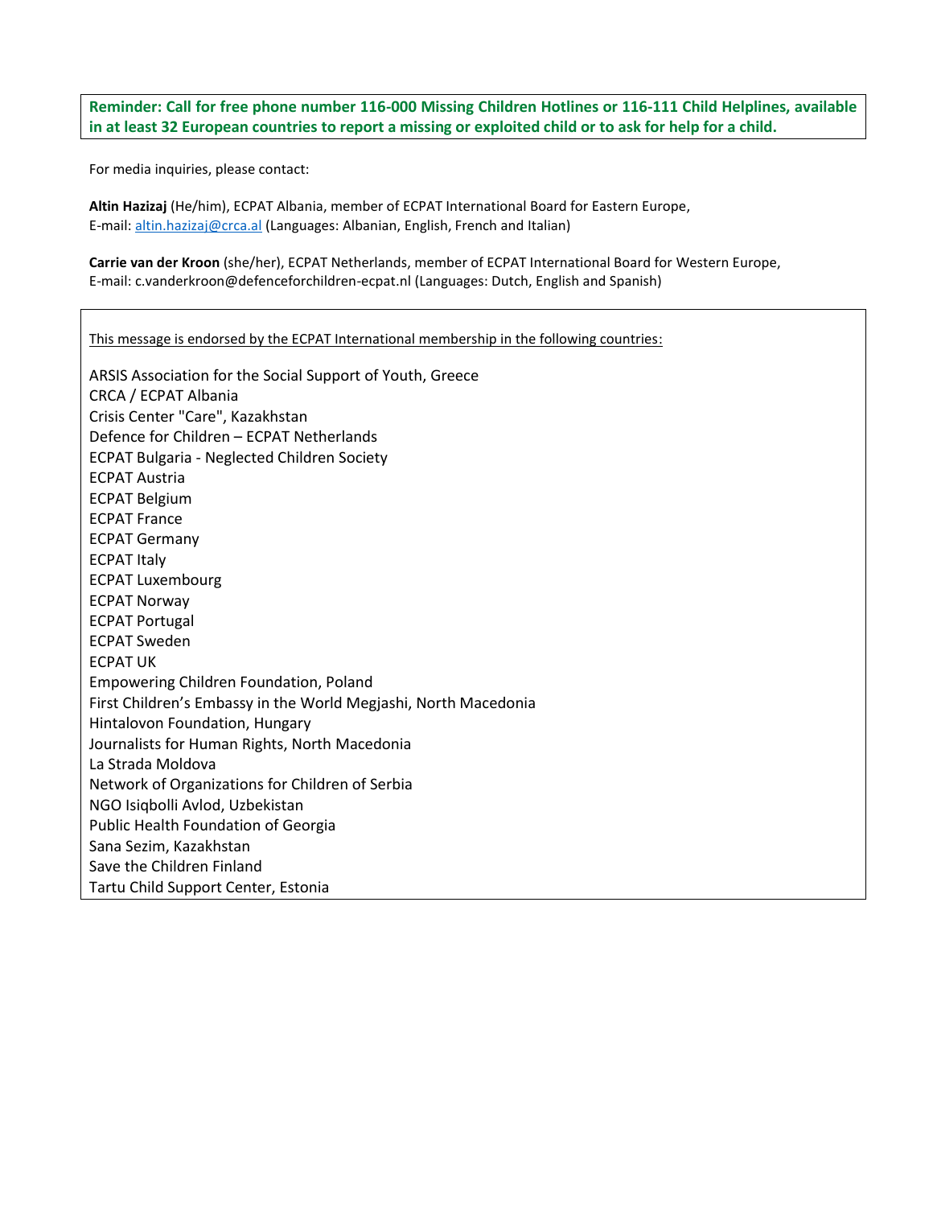**Reminder: Call for free phone number 116-000 Missing Children Hotlines or 116-111 Child Helplines, available in at least 32 European countries to report a missing or exploited child or to ask for help for a child.**

For media inquiries, please contact:

**Altin Hazizaj** (He/him), ECPAT Albania, member of ECPAT International Board for Eastern Europe,
E-mail: altin.hazizaj@crca.al (Languages: Albanian, English, French and Italian)

**Carrie van der Kroon** (she/her), ECPAT Netherlands, member of ECPAT International Board for Western Europe,
E-mail: c.vanderkroon@defenceforchildren-ecpat.nl (Languages: Dutch, English and Spanish)

This message is endorsed by the ECPAT International membership in the following countries:

ARSIS Association for the Social Support of Youth, Greece
CRCA / ECPAT Albania
Crisis Center "Care", Kazakhstan
Defence for Children – ECPAT Netherlands
ECPAT Bulgaria - Neglected Children Society
ECPAT Austria
ECPAT Belgium
ECPAT France
ECPAT Germany
ECPAT Italy
ECPAT Luxembourg
ECPAT Norway
ECPAT Portugal
ECPAT Sweden
ECPAT UK
Empowering Children Foundation, Poland
First Children's Embassy in the World Megjashi, North Macedonia
Hintalovon Foundation, Hungary
Journalists for Human Rights, North Macedonia
La Strada Moldova
Network of Organizations for Children of Serbia
NGO Isiqbolli Avlod, Uzbekistan
Public Health Foundation of Georgia
Sana Sezim, Kazakhstan
Save the Children Finland
Tartu Child Support Center, Estonia